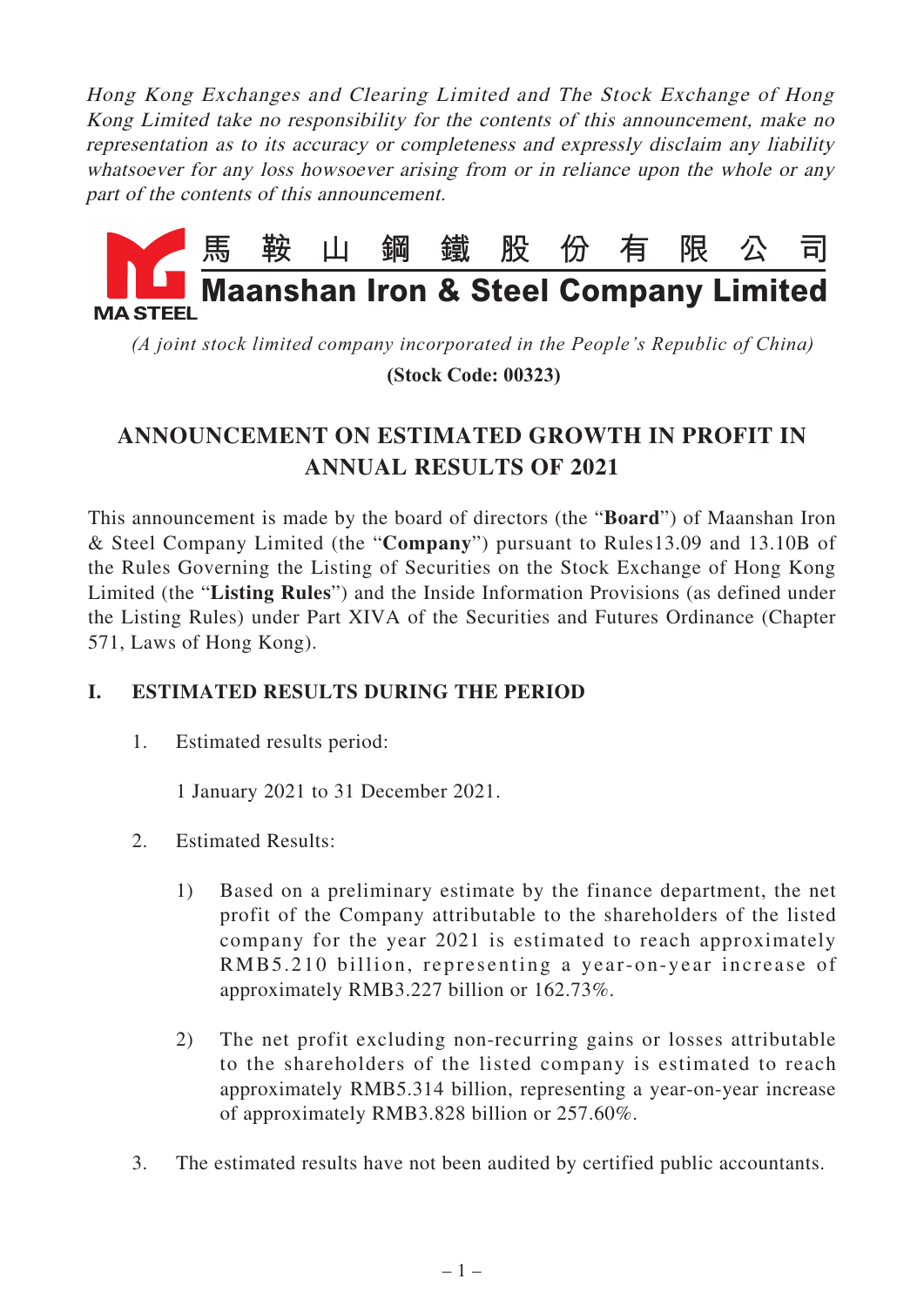*Hong Kong Exchanges and Clearing Limited and The Stock Exchange of Hong Kong Limited take no responsibility for the contents of this announcement, make no representation as to its accuracy or completeness and expressly disclaim any liability whatsoever for any loss howsoever arising from or in reliance upon the whole or any part of the contents of this announcement.*

# 馬鞍山鋼鐵股份有限公司
# Maanshan Iron & Steel Company Limited

MA STEEL

*(A joint stock limited company incorporated in the People's Republic of China)*

**(Stock Code: 00323)**

## ANNOUNCEMENT ON ESTIMATED GROWTH IN PROFIT IN ANNUAL RESULTS OF 2021

This announcement is made by the board of directors (the "**Board**") of Maanshan Iron & Steel Company Limited (the "**Company**") pursuant to Rules13.09 and 13.10B of the Rules Governing the Listing of Securities on the Stock Exchange of Hong Kong Limited (the "**Listing Rules**") and the Inside Information Provisions (as defined under the Listing Rules) under Part XIVA of the Securities and Futures Ordinance (Chapter 571, Laws of Hong Kong).

### I. ESTIMATED RESULTS DURING THE PERIOD

1. Estimated results period:

   1 January 2021 to 31 December 2021.

2. Estimated Results:

   1) Based on a preliminary estimate by the finance department, the net profit of the Company attributable to the shareholders of the listed company for the year 2021 is estimated to reach approximately RMB5.210 billion, representing a year-on-year increase of approximately RMB3.227 billion or 162.73%.

   2) The net profit excluding non-recurring gains or losses attributable to the shareholders of the listed company is estimated to reach approximately RMB5.314 billion, representing a year-on-year increase of approximately RMB3.828 billion or 257.60%.

3. The estimated results have not been audited by certified public accountants.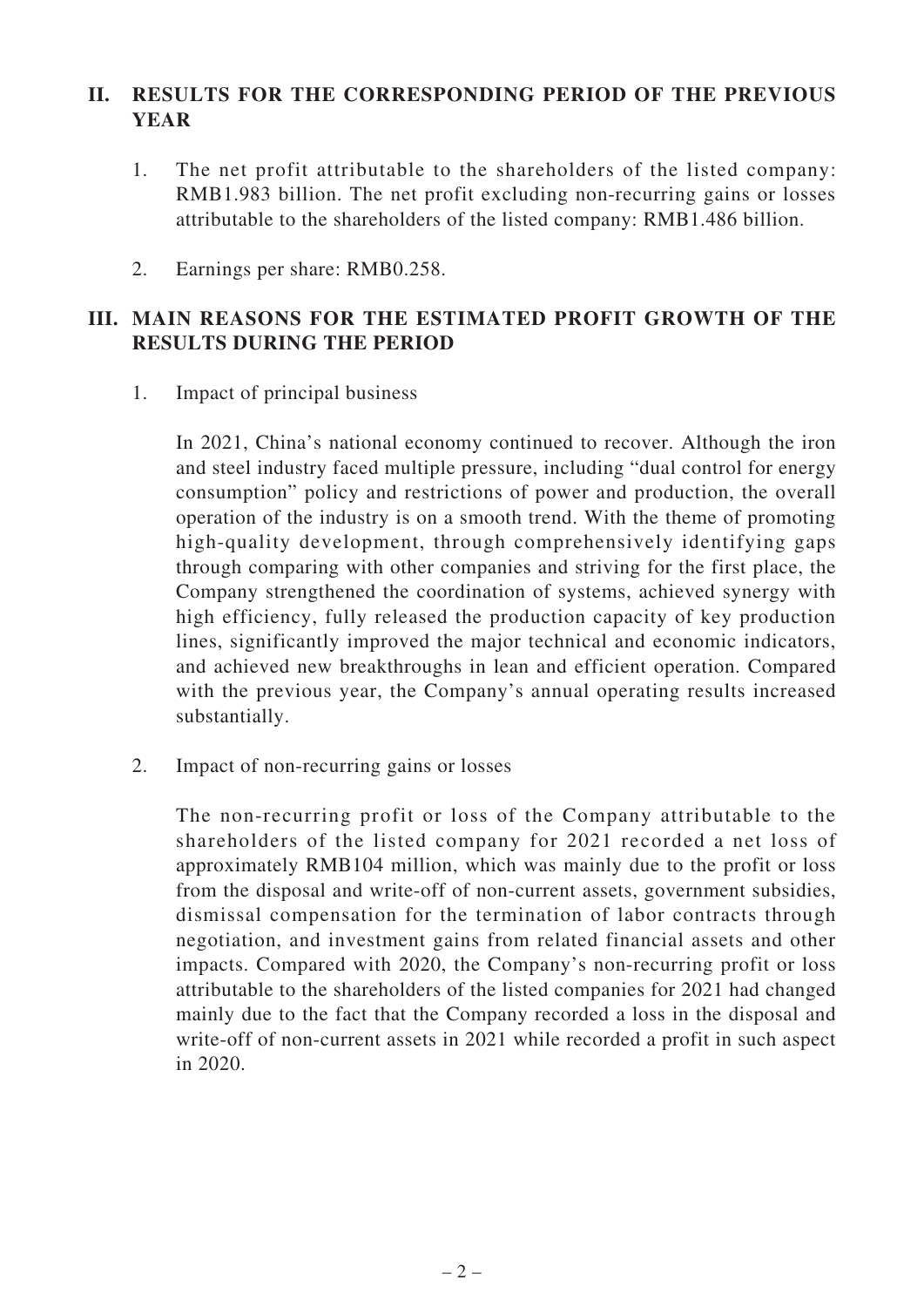## II. RESULTS FOR THE CORRESPONDING PERIOD OF THE PREVIOUS YEAR

1. The net profit attributable to the shareholders of the listed company: RMB1.983 billion. The net profit excluding non-recurring gains or losses attributable to the shareholders of the listed company: RMB1.486 billion.

2. Earnings per share: RMB0.258.

## III. MAIN REASONS FOR THE ESTIMATED PROFIT GROWTH OF THE RESULTS DURING THE PERIOD

1. Impact of principal business

   In 2021, China's national economy continued to recover. Although the iron and steel industry faced multiple pressure, including "dual control for energy consumption" policy and restrictions of power and production, the overall operation of the industry is on a smooth trend. With the theme of promoting high-quality development, through comprehensively identifying gaps through comparing with other companies and striving for the first place, the Company strengthened the coordination of systems, achieved synergy with high efficiency, fully released the production capacity of key production lines, significantly improved the major technical and economic indicators, and achieved new breakthroughs in lean and efficient operation. Compared with the previous year, the Company's annual operating results increased substantially.

2. Impact of non-recurring gains or losses

   The non-recurring profit or loss of the Company attributable to the shareholders of the listed company for 2021 recorded a net loss of approximately RMB104 million, which was mainly due to the profit or loss from the disposal and write-off of non-current assets, government subsidies, dismissal compensation for the termination of labor contracts through negotiation, and investment gains from related financial assets and other impacts. Compared with 2020, the Company's non-recurring profit or loss attributable to the shareholders of the listed companies for 2021 had changed mainly due to the fact that the Company recorded a loss in the disposal and write-off of non-current assets in 2021 while recorded a profit in such aspect in 2020.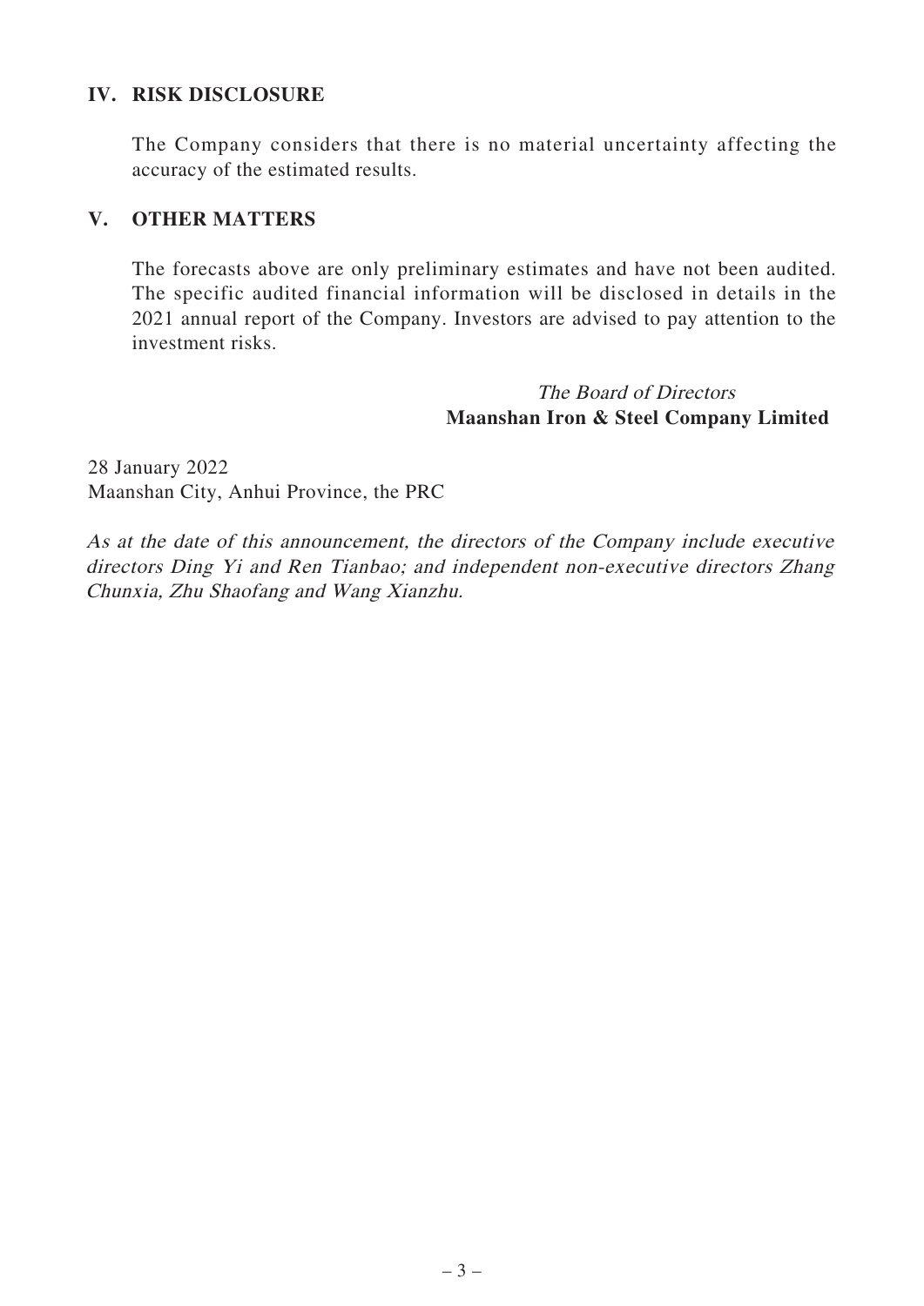## IV. RISK DISCLOSURE

The Company considers that there is no material uncertainty affecting the accuracy of the estimated results.

## V. OTHER MATTERS

The forecasts above are only preliminary estimates and have not been audited. The specific audited financial information will be disclosed in details in the 2021 annual report of the Company. Investors are advised to pay attention to the investment risks.

*The Board of Directors*
**Maanshan Iron & Steel Company Limited**

28 January 2022
Maanshan City, Anhui Province, the PRC

*As at the date of this announcement, the directors of the Company include executive directors Ding Yi and Ren Tianbao; and independent non-executive directors Zhang Chunxia, Zhu Shaofang and Wang Xianzhu.*